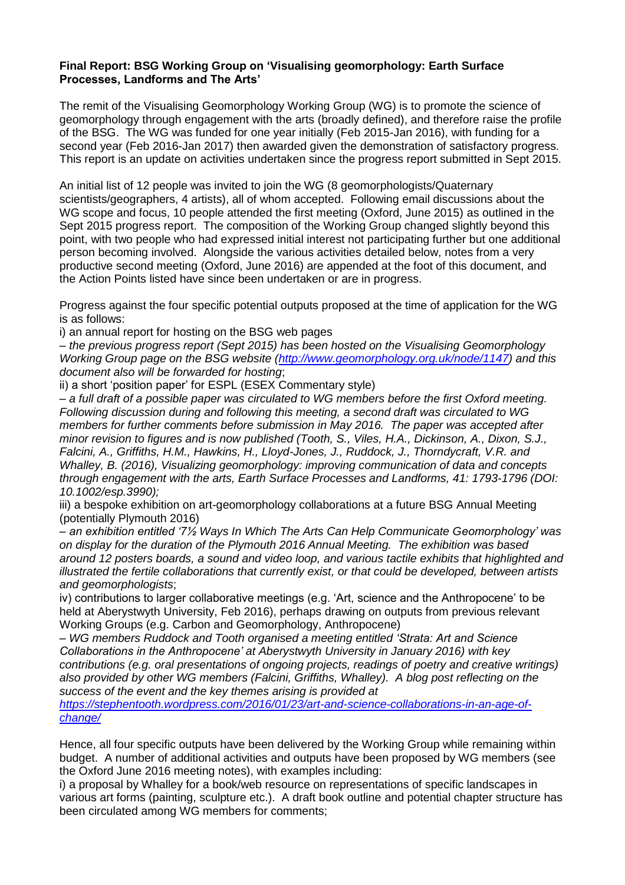**Final Report: BSG Working Group on 'Visualising geomorphology: Earth Surface Processes, Landforms and The Arts'**

The remit of the Visualising Geomorphology Working Group (WG) is to promote the science of geomorphology through engagement with the arts (broadly defined), and therefore raise the profile of the BSG. The WG was funded for one year initially (Feb 2015-Jan 2016), with funding for a second year (Feb 2016-Jan 2017) then awarded given the demonstration of satisfactory progress. This report is an update on activities undertaken since the progress report submitted in Sept 2015.

An initial list of 12 people was invited to join the WG (8 geomorphologists/Quaternary scientists/geographers, 4 artists), all of whom accepted. Following email discussions about the WG scope and focus, 10 people attended the first meeting (Oxford, June 2015) as outlined in the Sept 2015 progress report. The composition of the Working Group changed slightly beyond this point, with two people who had expressed initial interest not participating further but one additional person becoming involved. Alongside the various activities detailed below, notes from a very productive second meeting (Oxford, June 2016) are appended at the foot of this document, and the Action Points listed have since been undertaken or are in progress.

Progress against the four specific potential outputs proposed at the time of application for the WG is as follows:

i) an annual report for hosting on the BSG web pages

– *the previous progress report (Sept 2015) has been hosted on the Visualising Geomorphology Working Group page on the BSG website ([http://www.geomorphology.org.uk/node/1147](http://www.geomorphology.org.uk/node/1147)) and this document also will be forwarded for hosting*;

ii) a short 'position paper' for ESPL (ESEX Commentary style)

– *a full draft of a possible paper was circulated to WG members before the first Oxford meeting. Following discussion during and following this meeting, a second draft was circulated to WG members for further comments before submission in May 2016. The paper was accepted after minor revision to figures and is now published (Tooth, S., Viles, H.A., Dickinson, A., Dixon, S.J., Falcini, A., Griffiths, H.M., Hawkins, H., Lloyd-Jones, J., Ruddock, J., Thorndycraft, V.R. and Whalley, B. (2016), Visualizing geomorphology: improving communication of data and concepts through engagement with the arts, Earth Surface Processes and Landforms, 41: 1793-1796 (DOI: 10.1002/esp.3990);*

iii) a bespoke exhibition on art-geomorphology collaborations at a future BSG Annual Meeting (potentially Plymouth 2016)

– *an exhibition entitled '7½ Ways In Which The Arts Can Help Communicate Geomorphology' was on display for the duration of the Plymouth 2016 Annual Meeting. The exhibition was based around 12 posters boards, a sound and video loop, and various tactile exhibits that highlighted and illustrated the fertile collaborations that currently exist, or that could be developed, between artists and geomorphologists*;

iv) contributions to larger collaborative meetings (e.g. 'Art, science and the Anthropocene' to be held at Aberystwyth University, Feb 2016), perhaps drawing on outputs from previous relevant Working Groups (e.g. Carbon and Geomorphology, Anthropocene)

– *WG members Ruddock and Tooth organised a meeting entitled 'Strata: Art and Science Collaborations in the Anthropocene' at Aberystwyth University in January 2016) with key contributions (e.g. oral presentations of ongoing projects, readings of poetry and creative writings) also provided by other WG members (Falcini, Griffiths, Whalley). A blog post reflecting on the success of the event and the key themes arising is provided at [https://stephentooth.wordpress.com/2016/01/23/art-and-science-collaborations-in-an-age-of-change/](https://stephentooth.wordpress.com/2016/01/23/art-and-science-collaborations-in-an-age-of-change/)*

Hence, all four specific outputs have been delivered by the Working Group while remaining within budget. A number of additional activities and outputs have been proposed by WG members (see the Oxford June 2016 meeting notes), with examples including:

i) a proposal by Whalley for a book/web resource on representations of specific landscapes in various art forms (painting, sculpture etc.). A draft book outline and potential chapter structure has been circulated among WG members for comments;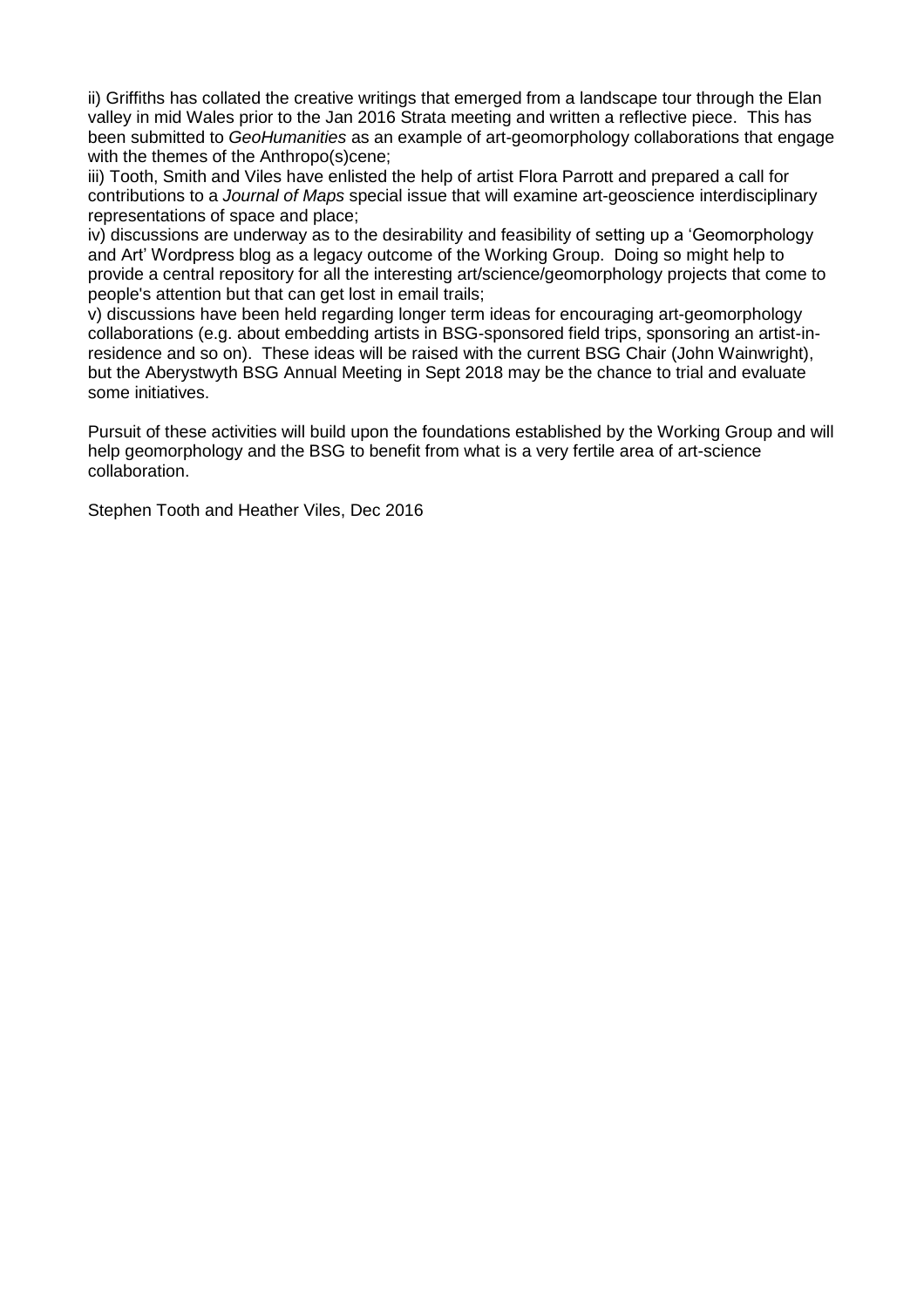ii) Griffiths has collated the creative writings that emerged from a landscape tour through the Elan valley in mid Wales prior to the Jan 2016 Strata meeting and written a reflective piece. This has been submitted to *GeoHumanities* as an example of art-geomorphology collaborations that engage with the themes of the Anthropo(s)cene;

iii) Tooth, Smith and Viles have enlisted the help of artist Flora Parrott and prepared a call for contributions to a *Journal of Maps* special issue that will examine art-geoscience interdisciplinary representations of space and place;

iv) discussions are underway as to the desirability and feasibility of setting up a 'Geomorphology and Art' Wordpress blog as a legacy outcome of the Working Group. Doing so might help to provide a central repository for all the interesting art/science/geomorphology projects that come to people's attention but that can get lost in email trails;

v) discussions have been held regarding longer term ideas for encouraging art-geomorphology collaborations (e.g. about embedding artists in BSG-sponsored field trips, sponsoring an artist-in-residence and so on). These ideas will be raised with the current BSG Chair (John Wainwright), but the Aberystwyth BSG Annual Meeting in Sept 2018 may be the chance to trial and evaluate some initiatives.

Pursuit of these activities will build upon the foundations established by the Working Group and will help geomorphology and the BSG to benefit from what is a very fertile area of art-science collaboration.

Stephen Tooth and Heather Viles, Dec 2016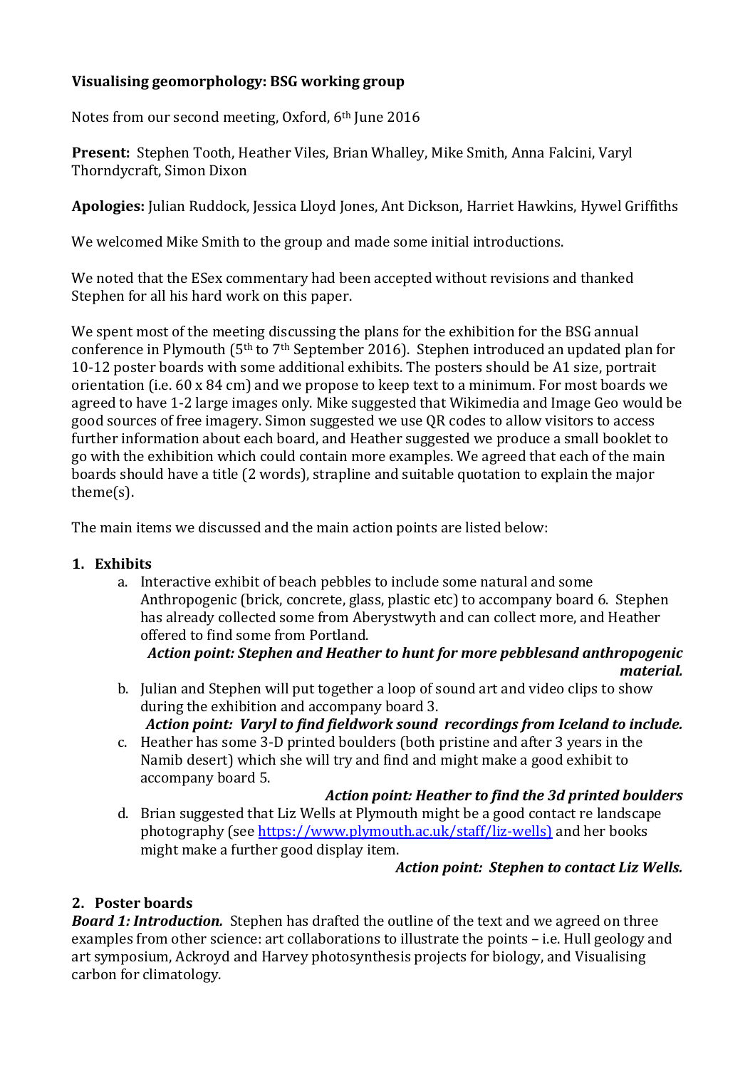**Visualising geomorphology: BSG working group**

Notes from our second meeting, Oxford, 6th June 2016

**Present:** Stephen Tooth, Heather Viles, Brian Whalley, Mike Smith, Anna Falcini, Varyl Thorndycraft, Simon Dixon

**Apologies:** Julian Ruddock, Jessica Lloyd Jones, Ant Dickson, Harriet Hawkins, Hywel Griffiths

We welcomed Mike Smith to the group and made some initial introductions.

We noted that the ESex commentary had been accepted without revisions and thanked Stephen for all his hard work on this paper.

We spent most of the meeting discussing the plans for the exhibition for the BSG annual conference in Plymouth (5th to 7th September 2016). Stephen introduced an updated plan for 10-12 poster boards with some additional exhibits. The posters should be A1 size, portrait orientation (i.e. 60 x 84 cm) and we propose to keep text to a minimum. For most boards we agreed to have 1-2 large images only. Mike suggested that Wikimedia and Image Geo would be good sources of free imagery. Simon suggested we use QR codes to allow visitors to access further information about each board, and Heather suggested we produce a small booklet to go with the exhibition which could contain more examples. We agreed that each of the main boards should have a title (2 words), strapline and suitable quotation to explain the major theme(s).

The main items we discussed and the main action points are listed below:

1. **Exhibits**
   a. Interactive exhibit of beach pebbles to include some natural and some Anthropogenic (brick, concrete, glass, plastic etc) to accompany board 6. Stephen has already collected some from Aberystwyth and can collect more, and Heather offered to find some from Portland.
      ***Action point: Stephen and Heather to hunt for more pebblesand anthropogenic material.***
   b. Julian and Stephen will put together a loop of sound art and video clips to show during the exhibition and accompany board 3.
      ***Action point: Varyl to find fieldwork sound recordings from Iceland to include.***
   c. Heather has some 3-D printed boulders (both pristine and after 3 years in the Namib desert) which she will try and find and might make a good exhibit to accompany board 5.
      ***Action point: Heather to find the 3d printed boulders***
   d. Brian suggested that Liz Wells at Plymouth might be a good contact re landscape photography (see https://www.plymouth.ac.uk/staff/liz-wells) and her books might make a further good display item.
      ***Action point: Stephen to contact Liz Wells.***

2. **Poster boards**

***Board 1: Introduction.*** Stephen has drafted the outline of the text and we agreed on three examples from other science: art collaborations to illustrate the points – i.e. Hull geology and art symposium, Ackroyd and Harvey photosynthesis projects for biology, and Visualising carbon for climatology.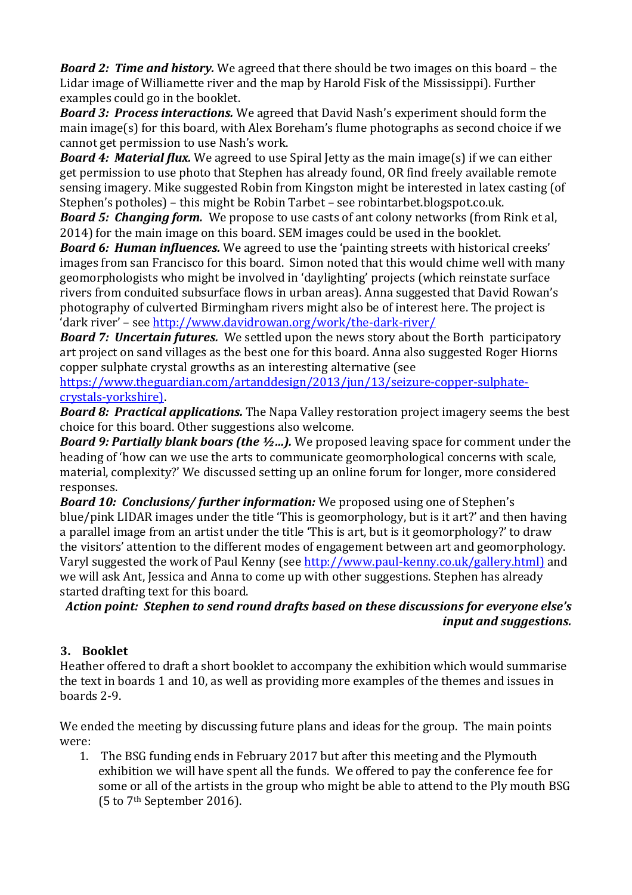***Board 2: Time and history.*** We agreed that there should be two images on this board – the Lidar image of Williamette river and the map by Harold Fisk of the Mississippi). Further examples could go in the booklet.

***Board 3: Process interactions.*** We agreed that David Nash's experiment should form the main image(s) for this board, with Alex Boreham's flume photographs as second choice if we cannot get permission to use Nash's work.

***Board 4: Material flux.*** We agreed to use Spiral Jetty as the main image(s) if we can either get permission to use photo that Stephen has already found, OR find freely available remote sensing imagery. Mike suggested Robin from Kingston might be interested in latex casting (of Stephen's potholes) – this might be Robin Tarbet – see robintarbet.blogspot.co.uk.

***Board 5: Changing form.*** We propose to use casts of ant colony networks (from Rink et al, 2014) for the main image on this board. SEM images could be used in the booklet.

***Board 6: Human influences.*** We agreed to use the 'painting streets with historical creeks' images from san Francisco for this board. Simon noted that this would chime well with many geomorphologists who might be involved in 'daylighting' projects (which reinstate surface rivers from conduited subsurface flows in urban areas). Anna suggested that David Rowan's photography of culverted Birmingham rivers might also be of interest here. The project is 'dark river' – see http://www.davidrowan.org/work/the-dark-river/

***Board 7: Uncertain futures.*** We settled upon the news story about the Borth participatory art project on sand villages as the best one for this board. Anna also suggested Roger Hiorns copper sulphate crystal growths as an interesting alternative (see https://www.theguardian.com/artanddesign/2013/jun/13/seizure-copper-sulphate-crystals-yorkshire).

***Board 8: Practical applications.*** The Napa Valley restoration project imagery seems the best choice for this board. Other suggestions also welcome.

***Board 9: Partially blank boars (the ½…).*** We proposed leaving space for comment under the heading of 'how can we use the arts to communicate geomorphological concerns with scale, material, complexity?' We discussed setting up an online forum for longer, more considered responses.

***Board 10: Conclusions/ further information:*** We proposed using one of Stephen's blue/pink LIDAR images under the title 'This is geomorphology, but is it art?' and then having a parallel image from an artist under the title 'This is art, but is it geomorphology?' to draw the visitors' attention to the different modes of engagement between art and geomorphology. Varyl suggested the work of Paul Kenny (see http://www.paul-kenny.co.uk/gallery.html) and we will ask Ant, Jessica and Anna to come up with other suggestions. Stephen has already started drafting text for this board.

***Action point: Stephen to send round drafts based on these discussions for everyone else's input and suggestions.***

### 3. Booklet

Heather offered to draft a short booklet to accompany the exhibition which would summarise the text in boards 1 and 10, as well as providing more examples of the themes and issues in boards 2-9.

We ended the meeting by discussing future plans and ideas for the group. The main points were:

1. The BSG funding ends in February 2017 but after this meeting and the Plymouth exhibition we will have spent all the funds. We offered to pay the conference fee for some or all of the artists in the group who might be able to attend to the Ply mouth BSG (5 to 7th September 2016).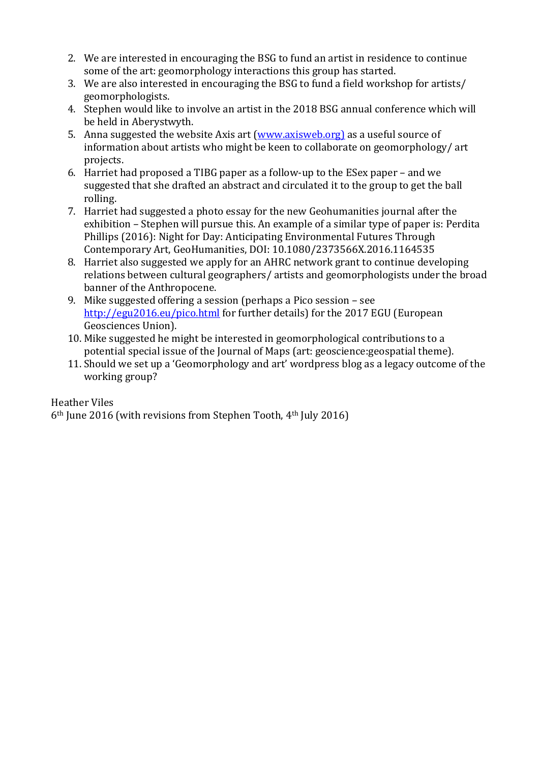2. We are interested in encouraging the BSG to fund an artist in residence to continue some of the art: geomorphology interactions this group has started.
3. We are also interested in encouraging the BSG to fund a field workshop for artists/ geomorphologists.
4. Stephen would like to involve an artist in the 2018 BSG annual conference which will be held in Aberystwyth.
5. Anna suggested the website Axis art (www.axisweb.org) as a useful source of information about artists who might be keen to collaborate on geomorphology/ art projects.
6. Harriet had proposed a TIBG paper as a follow-up to the ESex paper – and we suggested that she drafted an abstract and circulated it to the group to get the ball rolling.
7. Harriet had suggested a photo essay for the new Geohumanities journal after the exhibition – Stephen will pursue this. An example of a similar type of paper is: Perdita Phillips (2016): Night for Day: Anticipating Environmental Futures Through Contemporary Art, GeoHumanities, DOI: 10.1080/2373566X.2016.1164535
8. Harriet also suggested we apply for an AHRC network grant to continue developing relations between cultural geographers/ artists and geomorphologists under the broad banner of the Anthropocene.
9. Mike suggested offering a session (perhaps a Pico session – see http://egu2016.eu/pico.html for further details) for the 2017 EGU (European Geosciences Union).
10. Mike suggested he might be interested in geomorphological contributions to a potential special issue of the Journal of Maps (art: geoscience:geospatial theme).
11. Should we set up a 'Geomorphology and art' wordpress blog as a legacy outcome of the working group?

Heather Viles
6th June 2016 (with revisions from Stephen Tooth, 4th July 2016)